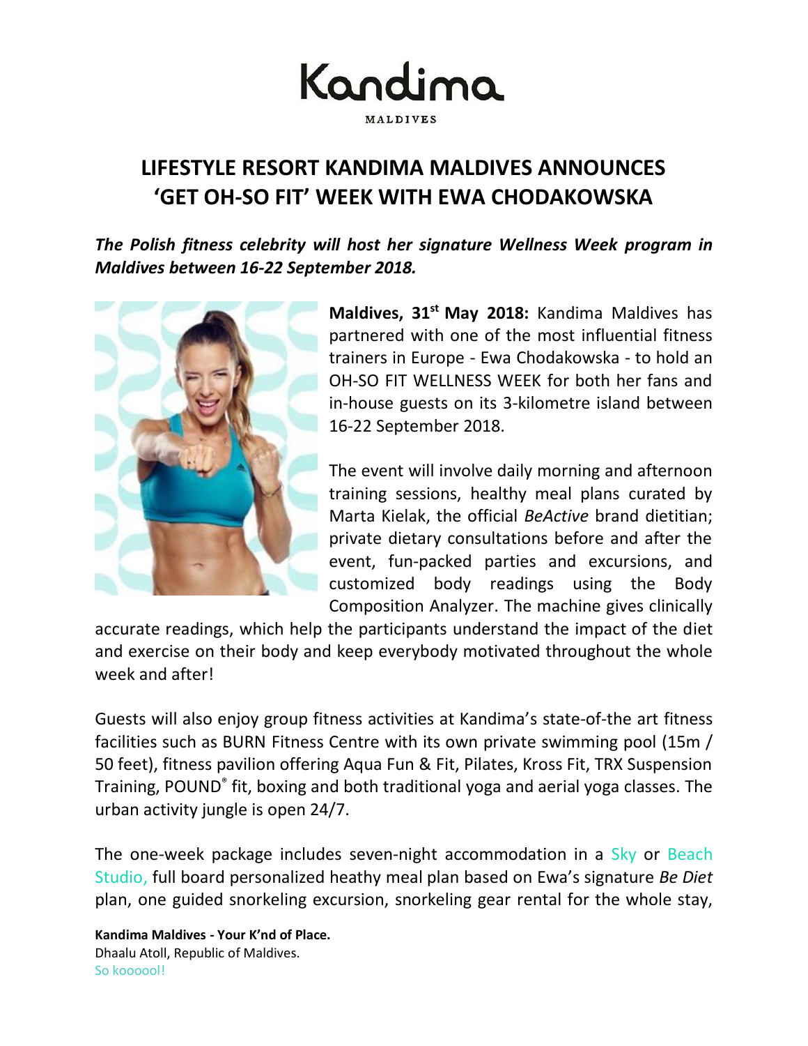Kandima

MALDIVES

# LIFESTYLE RESORT KANDIMA MALDIVES ANNOUNCES 'GET OH-SO FIT' WEEK WITH EWA CHODAKOWSKA

***The Polish fitness celebrity will host her signature Wellness Week program in Maldives between 16-22 September 2018.***

**Maldives, 31st May 2018:** Kandima Maldives has partnered with one of the most influential fitness trainers in Europe - Ewa Chodakowska - to hold an OH-SO FIT WELLNESS WEEK for both her fans and in-house guests on its 3-kilometre island between 16-22 September 2018.

The event will involve daily morning and afternoon training sessions, healthy meal plans curated by Marta Kielak, the official *BeActive* brand dietitian; private dietary consultations before and after the event, fun-packed parties and excursions, and customized body readings using the Body Composition Analyzer. The machine gives clinically accurate readings, which help the participants understand the impact of the diet and exercise on their body and keep everybody motivated throughout the whole week and after!

Guests will also enjoy group fitness activities at Kandima's state-of-the art fitness facilities such as BURN Fitness Centre with its own private swimming pool (15m / 50 feet), fitness pavilion offering Aqua Fun & Fit, Pilates, Kross Fit, TRX Suspension Training, POUND® fit, boxing and both traditional yoga and aerial yoga classes. The urban activity jungle is open 24/7.

The one-week package includes seven-night accommodation in a Sky or Beach Studio, full board personalized heathy meal plan based on Ewa's signature *Be Diet* plan, one guided snorkeling excursion, snorkeling gear rental for the whole stay,

**Kandima Maldives - Your K'nd of Place.**
Dhaalu Atoll, Republic of Maldives.
So koooool!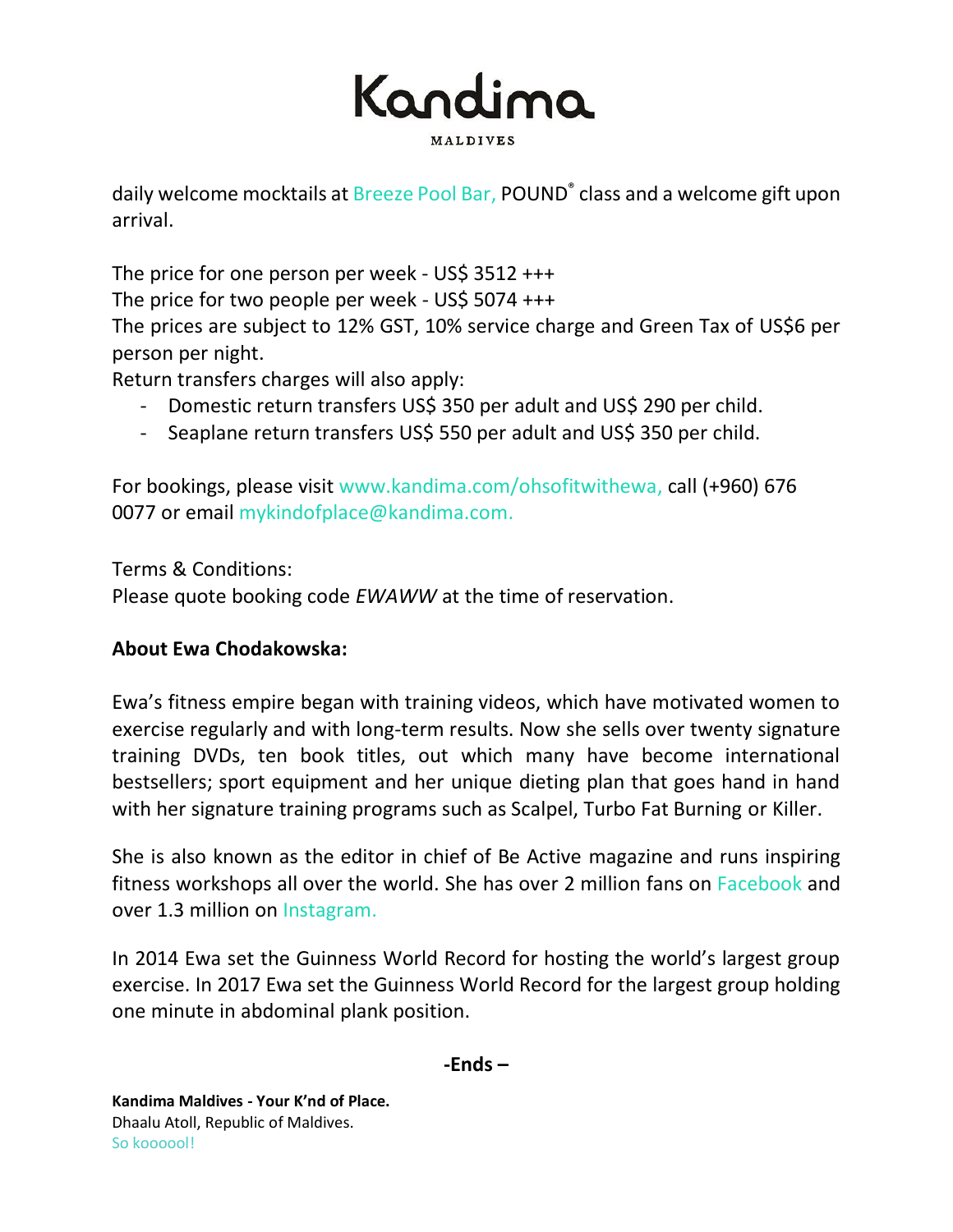daily welcome mocktails at Breeze Pool Bar, POUND® class and a welcome gift upon arrival.

The price for one person per week - US$ 3512 +++
The price for two people per week - US$ 5074 +++
The prices are subject to 12% GST, 10% service charge and Green Tax of US$6 per person per night.
Return transfers charges will also apply:

- Domestic return transfers US$ 350 per adult and US$ 290 per child.
- Seaplane return transfers US$ 550 per adult and US$ 350 per child.

For bookings, please visit www.kandima.com/ohsofitwithewa, call (+960) 676 0077 or email mykindofplace@kandima.com.

Terms & Conditions:
Please quote booking code *EWAWW* at the time of reservation.

**About Ewa Chodakowska:**

Ewa's fitness empire began with training videos, which have motivated women to exercise regularly and with long-term results. Now she sells over twenty signature training DVDs, ten book titles, out which many have become international bestsellers; sport equipment and her unique dieting plan that goes hand in hand with her signature training programs such as Scalpel, Turbo Fat Burning or Killer.

She is also known as the editor in chief of Be Active magazine and runs inspiring fitness workshops all over the world. She has over 2 million fans on Facebook and over 1.3 million on Instagram.

In 2014 Ewa set the Guinness World Record for hosting the world's largest group exercise. In 2017 Ewa set the Guinness World Record for the largest group holding one minute in abdominal plank position.

**-Ends –**

**Kandima Maldives - Your K'nd of Place.**
Dhaalu Atoll, Republic of Maldives.
So koooool!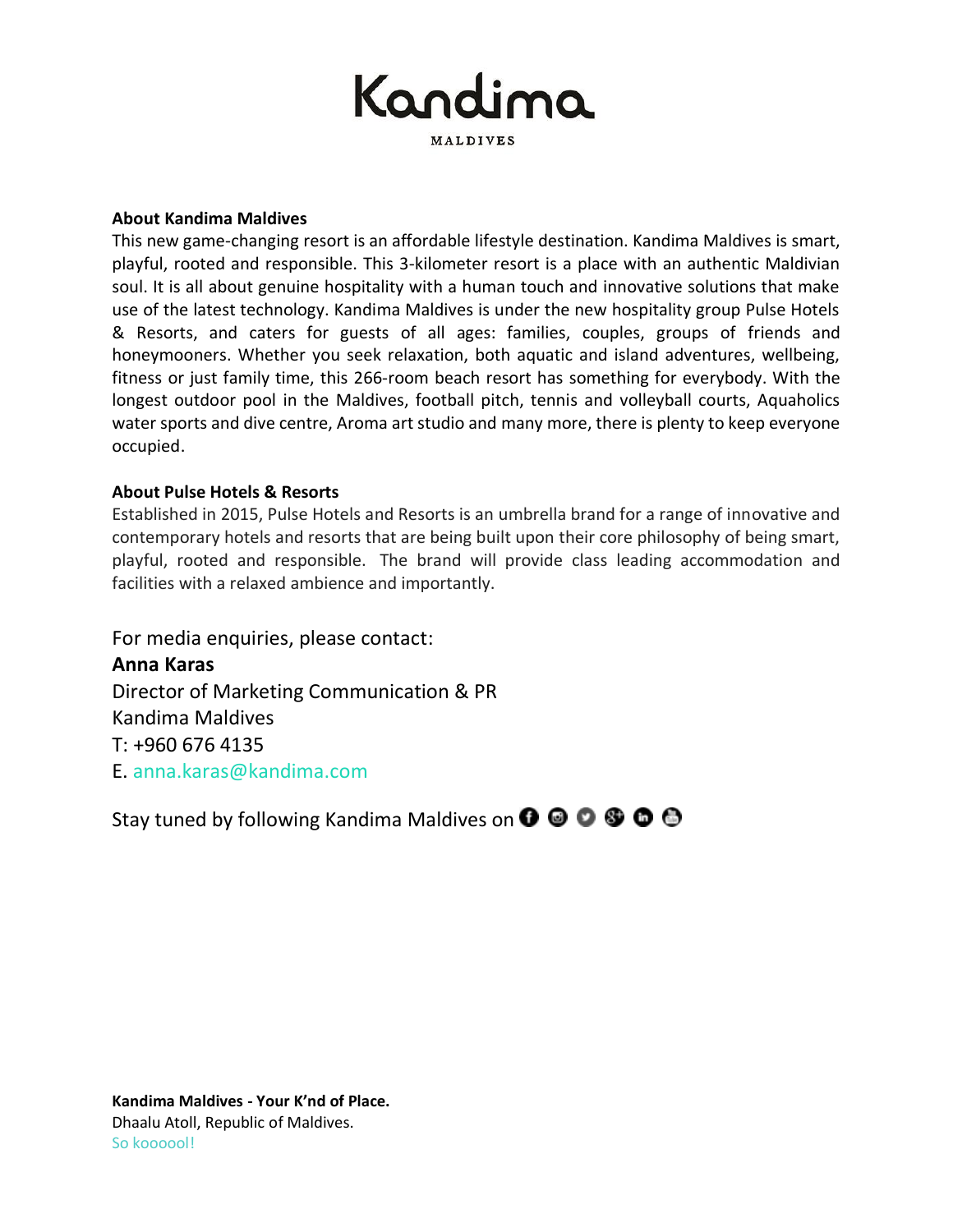# Kandima

MALDIVES

**About Kandima Maldives**

This new game-changing resort is an affordable lifestyle destination. Kandima Maldives is smart, playful, rooted and responsible. This 3-kilometer resort is a place with an authentic Maldivian soul. It is all about genuine hospitality with a human touch and innovative solutions that make use of the latest technology. Kandima Maldives is under the new hospitality group Pulse Hotels & Resorts, and caters for guests of all ages: families, couples, groups of friends and honeymooners. Whether you seek relaxation, both aquatic and island adventures, wellbeing, fitness or just family time, this 266-room beach resort has something for everybody. With the longest outdoor pool in the Maldives, football pitch, tennis and volleyball courts, Aquaholics water sports and dive centre, Aroma art studio and many more, there is plenty to keep everyone occupied.

**About Pulse Hotels & Resorts**

Established in 2015, Pulse Hotels and Resorts is an umbrella brand for a range of innovative and contemporary hotels and resorts that are being built upon their core philosophy of being smart, playful, rooted and responsible. The brand will provide class leading accommodation and facilities with a relaxed ambience and importantly.

For media enquiries, please contact:
**Anna Karas**
Director of Marketing Communication & PR
Kandima Maldives
T: +960 676 4135
E. anna.karas@kandima.com

Stay tuned by following Kandima Maldives on

**Kandima Maldives - Your K'nd of Place.**
Dhaalu Atoll, Republic of Maldives.
So koooool!